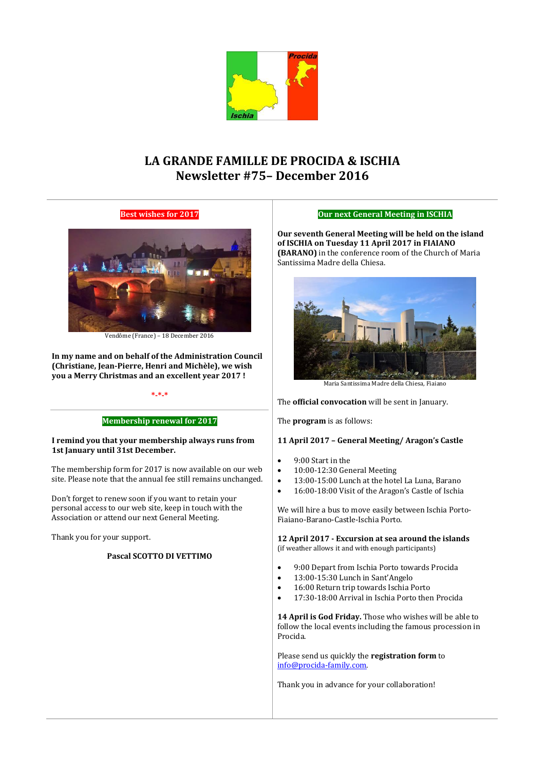# LA GRANDE FAMILLE DE PROCIDA & ISCHIA
# Newsletter #75– December 2016

## Best wishes for 2017

Vendôme (France) – 18 December 2016

**In my name and on behalf of the Administration Council (Christiane, Jean-Pierre, Henri and Michèle), we wish you a Merry Christmas and an excellent year 2017 !**

*-*-*

## Membership renewal for 2017

**I remind you that your membership always runs from 1st January until 31st December.**

The membership form for 2017 is now available on our web site. Please note that the annual fee still remains unchanged.

Don't forget to renew soon if you want to retain your personal access to our web site, keep in touch with the Association or attend our next General Meeting.

Thank you for your support.

**Pascal SCOTTO DI VETTIMO**

## Our next General Meeting in ISCHIA

**Our seventh General Meeting will be held on the island of ISCHIA on Tuesday 11 April 2017 in FIAIANO (BARANO)** in the conference room of the Church of Maria Santissima Madre della Chiesa.

Maria Santissima Madre della Chiesa, Fiaiano

The **official convocation** will be sent in January.

The **program** is as follows:

**11 April 2017 – General Meeting/ Aragon's Castle**

- 9:00 Start in the
- 10:00-12:30 General Meeting
- 13:00-15:00 Lunch at the hotel La Luna, Barano
- 16:00-18:00 Visit of the Aragon's Castle of Ischia

We will hire a bus to move easily between Ischia Porto-Fiaiano-Barano-Castle-Ischia Porto.

**12 April 2017 - Excursion at sea around the islands**
(if weather allows it and with enough participants)

- 9:00 Depart from Ischia Porto towards Procida
- 13:00-15:30 Lunch in Sant'Angelo
- 16:00 Return trip towards Ischia Porto
- 17:30-18:00 Arrival in Ischia Porto then Procida

**14 April is God Friday.** Those who wishes will be able to follow the local events including the famous procession in Procida.

Please send us quickly the **registration form** to info@procida-family.com.

Thank you in advance for your collaboration!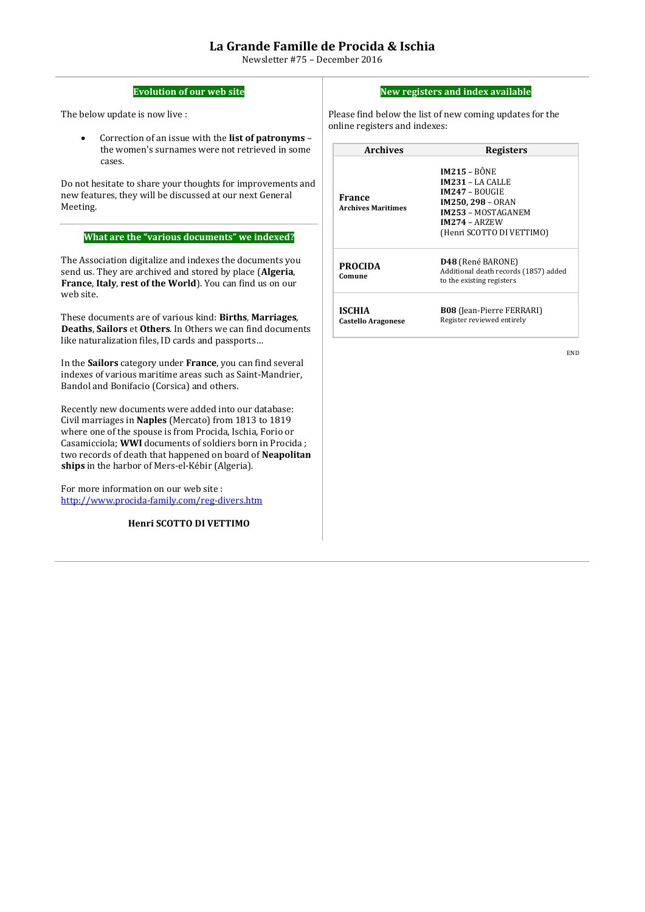# La Grande Famille de Procida & Ischia

Newsletter #75 – December 2016

## Evolution of our web site

The below update is now live :

- Correction of an issue with the **list of patronyms** – the women's surnames were not retrieved in some cases.

Do not hesitate to share your thoughts for improvements and new features, they will be discussed at our next General Meeting.

## What are the "various documents" we indexed?

The Association digitalize and indexes the documents you send us. They are archived and stored by place (**Algeria**, **France**, **Italy**, **rest of the World**). You can find us on our web site.

These documents are of various kind: **Births**, **Marriages**, **Deaths**, **Sailors** et **Others**. In Others we can find documents like naturalization files, ID cards and passports…

In the **Sailors** category under **France**, you can find several indexes of various maritime areas such as Saint-Mandrier, Bandol and Bonifacio (Corsica) and others.

Recently new documents were added into our database: Civil marriages in **Naples** (Mercato) from 1813 to 1819 where one of the spouse is from Procida, Ischia, Forio or Casamicciola; **WWI** documents of soldiers born in Procida ; two records of death that happened on board of **Neapolitan ships** in the harbor of Mers-el-Kébir (Algeria).

For more information on our web site :
http://www.procida-family.com/reg-divers.htm

**Henri SCOTTO DI VETTIMO**

## New registers and index available

Please find below the list of new coming updates for the online registers and indexes:

| Archives | Registers |
|---|---|
| **France** **Archives Maritimes** | **IM215** – BÔNE<br>**IM231** – LA CALLE<br>**IM247** – BOUGIE<br>**IM250, 298** – ORAN<br>**IM253** – MOSTAGANEM<br>**IM274** – ARZEW<br>(Henri SCOTTO DI VETTIMO) |
| **PROCIDA** **Comune** | **D48** (René BARONE)<br>Additional death records (1857) added to the existing registers |
| **ISCHIA** **Castello Aragonese** | **B08** (Jean-Pierre FERRARI)<br>Register reviewed entirely |

END